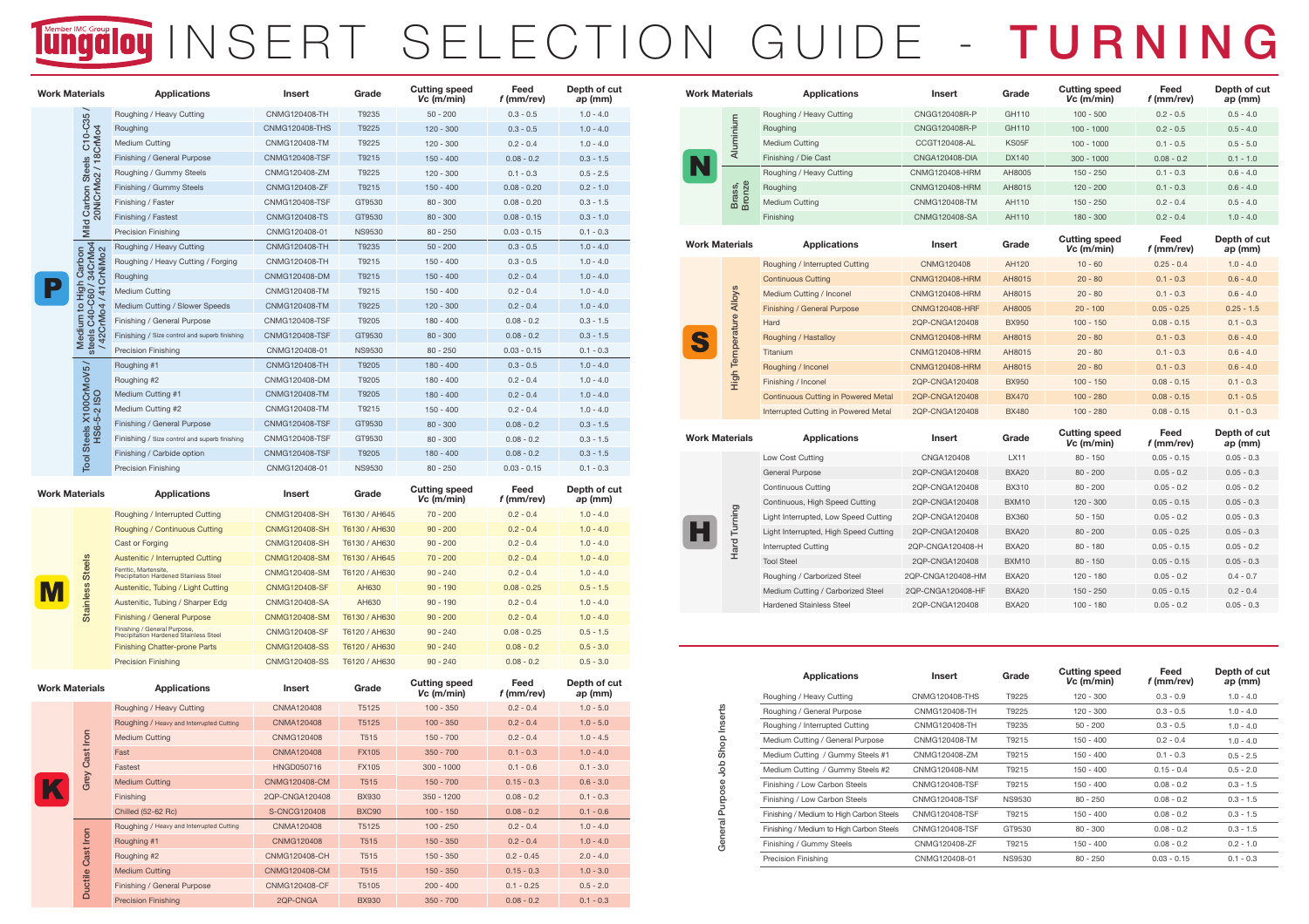# Tungaloy INSERT SELECTION GUIDE - TURNING

Member IMC Group

## P

| Work Materials | | Applications | Insert | Grade | Cutting speed Vc (m/min) | Feed f (mm/rev) | Depth of cut ap (mm) |
|---|---|---|---|---|---|---|---|
| P | Mild Carbon Steels C10-C35 / 20NiCrMo2 / 18CrMo4 | Roughing / Heavy Cutting | CNMG120408-TH | T9235 | 50 - 200 | 0.3 - 0.5 | 1.0 - 4.0 |
| | | Roughing | CNMG120408-THS | T9225 | 120 - 300 | 0.3 - 0.5 | 1.0 - 4.0 |
| | | Medium Cutting | CNMG120408-TM | T9225 | 120 - 300 | 0.2 - 0.4 | 1.0 - 4.0 |
| | | Finishing / General Purpose | CNMG120408-TSF | T9215 | 150 - 400 | 0.08 - 0.2 | 0.3 - 1.5 |
| | | Roughing / Gummy Steels | CNMG120408-ZM | T9225 | 120 - 300 | 0.1 - 0.3 | 0.5 - 2.5 |
| | | Finishing / Gummy Steels | CNMG120408-ZF | T9215 | 150 - 400 | 0.08 - 0.20 | 0.2 - 1.0 |
| | | Finishing / Faster | CNMG120408-TSF | GT9530 | 80 - 300 | 0.08 - 0.20 | 0.3 - 1.5 |
| | | Finishing / Fastest | CNMG120408-TS | GT9530 | 80 - 300 | 0.08 - 0.15 | 0.3 - 1.0 |
| | | Precision Finishing | CNMG120408-01 | NS9530 | 80 - 250 | 0.03 - 0.15 | 0.1 - 0.3 |
| | Medium to High Carbon steels C40-C60 / 34CrMo4 / 42CrMo4 / 41CrNiMo2 | Roughing / Heavy Cutting | CNMG120408-TH | T9235 | 50 - 200 | 0.3 - 0.5 | 1.0 - 4.0 |
| | | Roughing / Heavy Cutting / Forging | CNMG120408-TH | T9215 | 150 - 400 | 0.3 - 0.5 | 1.0 - 4.0 |
| | | Roughing | CNMG120408-DM | T9215 | 150 - 400 | 0.2 - 0.4 | 1.0 - 4.0 |
| | | Medium Cutting | CNMG120408-TM | T9215 | 150 - 400 | 0.2 - 0.4 | 1.0 - 4.0 |
| | | Medium Cutting / Slower Speeds | CNMG120408-TM | T9225 | 120 - 300 | 0.2 - 0.4 | 1.0 - 4.0 |
| | | Finishing / General Purpose | CNMG120408-TSF | T9205 | 180 - 400 | 0.08 - 0.2 | 0.3 - 1.5 |
| | | Finishing / Size control and superb finishing | CNMG120408-TSF | GT9530 | 80 - 300 | 0.08 - 0.2 | 0.3 - 1.5 |
| | | Precision Finishing | CNMG120408-01 | NS9530 | 80 - 250 | 0.03 - 0.15 | 0.1 - 0.3 |
| | Tool Steels X100CrMoV5 / HS6-5-2 ISO | Roughing #1 | CNMG120408-TH | T9205 | 180 - 400 | 0.3 - 0.5 | 1.0 - 4.0 |
| | | Roughing #2 | CNMG120408-DM | T9205 | 180 - 400 | 0.2 - 0.4 | 1.0 - 4.0 |
| | | Medium Cutting #1 | CNMG120408-TM | T9205 | 180 - 400 | 0.2 - 0.4 | 1.0 - 4.0 |
| | | Medium Cutting #2 | CNMG120408-TM | T9215 | 150 - 400 | 0.2 - 0.4 | 1.0 - 4.0 |
| | | Finishing / General Purpose | CNMG120408-TSF | GT9530 | 80 - 300 | 0.08 - 0.2 | 0.3 - 1.5 |
| | | Finishing / Size control and superb finishing | CNMG120408-TSF | GT9530 | 80 - 300 | 0.08 - 0.2 | 0.3 - 1.5 |
| | | Finishing / Carbide option | CNMG120408-TSF | T9205 | 180 - 400 | 0.08 - 0.2 | 0.3 - 1.5 |
| | | Precision Finishing | CNMG120408-01 | NS9530 | 80 - 250 | 0.03 - 0.15 | 0.1 - 0.3 |

## M

| Work Materials | | Applications | Insert | Grade | Cutting speed Vc (m/min) | Feed f (mm/rev) | Depth of cut ap (mm) |
|---|---|---|---|---|---|---|---|
| M | Stainless Steels | Roughing / Interrupted Cutting | CNMG120408-SH | T6130 / AH645 | 70 - 200 | 0.2 - 0.4 | 1.0 - 4.0 |
| | | Roughing / Continuous Cutting | CNMG120408-SH | T6130 / AH630 | 90 - 200 | 0.2 - 0.4 | 1.0 - 4.0 |
| | | Cast or Forging | CNMG120408-SH | T6130 / AH630 | 90 - 200 | 0.2 - 0.4 | 1.0 - 4.0 |
| | | Austenitic / Interrupted Cutting | CNMG120408-SM | T6130 / AH645 | 70 - 200 | 0.2 - 0.4 | 1.0 - 4.0 |
| | | Ferritic, Martensite, Precipitation Hardened Stainless Steel | CNMG120408-SM | T6120 / AH630 | 90 - 240 | 0.2 - 0.4 | 1.0 - 4.0 |
| | | Austenitic, Tubing / Light Cutting | CNMG120408-SF | AH630 | 90 - 190 | 0.08 - 0.25 | 0.5 - 1.5 |
| | | Austenitic, Tubing / Sharper Edg | CNMG120408-SA | AH630 | 90 - 190 | 0.2 - 0.4 | 1.0 - 4.0 |
| | | Finishing / General Purpose | CNMG120408-SM | T6130 / AH630 | 90 - 200 | 0.2 - 0.4 | 1.0 - 4.0 |
| | | Finishing / General Purpose, Precipitation Hardened Stainless Steel | CNMG120408-SF | T6120 / AH630 | 90 - 240 | 0.08 - 0.25 | 0.5 - 1.5 |
| | | Finishing Chatter-prone Parts | CNMG120408-SS | T6120 / AH630 | 90 - 240 | 0.08 - 0.2 | 0.5 - 3.0 |
| | | Precision Finishing | CNMG120408-SS | T6120 / AH630 | 90 - 240 | 0.08 - 0.2 | 0.5 - 3.0 |

## K

| Work Materials | | Applications | Insert | Grade | Cutting speed Vc (m/min) | Feed f (mm/rev) | Depth of cut ap (mm) |
|---|---|---|---|---|---|---|---|
| K | Grey Cast Iron | Roughing / Heavy Cutting | CNMA120408 | T5125 | 100 - 350 | 0.2 - 0.4 | 1.0 - 5.0 |
| | | Roughing / Heavy and Interrupted Cutting | CNMA120408 | T5125 | 100 - 350 | 0.2 - 0.4 | 1.0 - 5.0 |
| | | Medium Cutting | CNMG120408 | T515 | 150 - 700 | 0.2 - 0.4 | 1.0 - 4.5 |
| | | Fast | CNMA120408 | FX105 | 350 - 700 | 0.1 - 0.3 | 1.0 - 4.0 |
| | | Fastest | HNGD050716 | FX105 | 300 - 1000 | 0.1 - 0.6 | 0.1 - 3.0 |
| | | Medium Cutting | CNMG120408-CM | T515 | 150 - 700 | 0.15 - 0.3 | 0.6 - 3.0 |
| | | Finishing | 2QP-CNGA120408 | BX930 | 350 - 1200 | 0.08 - 0.2 | 0.1 - 0.3 |
| | | Chilled (52-62 Rc) | S-CNCG120408 | BXC90 | 100 - 150 | 0.08 - 0.2 | 0.1 - 0.6 |
| | Ductile Cast Iron | Roughing / Heavy and Interrupted Cutting | CNMA120408 | T5125 | 100 - 250 | 0.2 - 0.4 | 1.0 - 4.0 |
| | | Roughing #1 | CNMG120408 | T515 | 150 - 350 | 0.2 - 0.4 | 1.0 - 4.0 |
| | | Roughing #2 | CNMG120408-CH | T515 | 150 - 350 | 0.2 - 0.45 | 2.0 - 4.0 |
| | | Medium Cutting | CNMG120408-CM | T515 | 150 - 350 | 0.15 - 0.3 | 1.0 - 3.0 |
| | | Finishing / General Purpose | CNMG120408-CF | T5105 | 200 - 400 | 0.1 - 0.25 | 0.5 - 2.0 |
| | | Precision Finishing | 2QP-CNGA | BX930 | 350 - 700 | 0.08 - 0.2 | 0.1 - 0.3 |

## N

| Work Materials | | Applications | Insert | Grade | Cutting speed Vc (m/min) | Feed f (mm/rev) | Depth of cut ap (mm) |
|---|---|---|---|---|---|---|---|
| N | Aluminium | Roughing / Heavy Cutting | CNGG120408R-P | GH110 | 100 - 500 | 0.2 - 0.5 | 0.5 - 4.0 |
| | | Roughing | CNGG120408R-P | GH110 | 100 - 1000 | 0.2 - 0.5 | 0.5 - 4.0 |
| | | Medium Cutting | CCGT120408-AL | KS05F | 100 - 1000 | 0.1 - 0.5 | 0.5 - 5.0 |
| | | Finishing / Die Cast | CNGA120408-DIA | DX140 | 300 - 1000 | 0.08 - 0.2 | 0.1 - 1.0 |
| | Brass, Bronze | Roughing / Heavy Cutting | CNMG120408-HRM | AH8005 | 150 - 250 | 0.1 - 0.3 | 0.6 - 4.0 |
| | | Roughing | CNMG120408-HRM | AH8015 | 120 - 200 | 0.1 - 0.3 | 0.6 - 4.0 |
| | | Medium Cutting | CNMG120408-TM | AH110 | 150 - 250 | 0.2 - 0.4 | 0.5 - 4.0 |
| | | Finishing | CNMG120408-SA | AH110 | 180 - 300 | 0.2 - 0.4 | 1.0 - 4.0 |

## S

| Work Materials | | Applications | Insert | Grade | Cutting speed Vc (m/min) | Feed f (mm/rev) | Depth of cut ap (mm) |
|---|---|---|---|---|---|---|---|
| S | High Temperature Alloys | Roughing / Interrupted Cutting | CNMG120408 | AH120 | 10 - 60 | 0.25 - 0.4 | 1.0 - 4.0 |
| | | Continuous Cutting | CNMG120408-HRM | AH8015 | 20 - 80 | 0.1 - 0.3 | 0.6 - 4.0 |
| | | Medium Cutting / Inconel | CNMG120408-HRM | AH8015 | 20 - 80 | 0.1 - 0.3 | 0.6 - 4.0 |
| | | Finishing / General Purpose | CNMG120408-HRF | AH8005 | 20 - 100 | 0.05 - 0.25 | 0.25 - 1.5 |
| | | Hard | 2QP-CNGA120408 | BX950 | 100 - 150 | 0.08 - 0.15 | 0.1 - 0.3 |
| | | Roughing / Hastalloy | CNMG120408-HRM | AH8015 | 20 - 80 | 0.1 - 0.3 | 0.6 - 4.0 |
| | | Titanium | CNMG120408-HRM | AH8015 | 20 - 80 | 0.1 - 0.3 | 0.6 - 4.0 |
| | | Roughing / Inconel | CNMG120408-HRM | AH8015 | 20 - 80 | 0.1 - 0.3 | 0.6 - 4.0 |
| | | Finishing / Inconel | 2QP-CNGA120408 | BX950 | 100 - 150 | 0.08 - 0.15 | 0.1 - 0.3 |
| | | Continuous Cutting in Powered Metal | 2QP-CNGA120408 | BX470 | 100 - 280 | 0.08 - 0.15 | 0.1 - 0.5 |
| | | Interrupted Cutting in Powered Metal | 2QP-CNGA120408 | BX480 | 100 - 280 | 0.08 - 0.15 | 0.1 - 0.3 |

## H

| Work Materials | | Applications | Insert | Grade | Cutting speed Vc (m/min) | Feed f (mm/rev) | Depth of cut ap (mm) |
|---|---|---|---|---|---|---|---|
| H | Hard Turning | Low Cost Cutting | CNGA120408 | LX11 | 80 - 150 | 0.05 - 0.15 | 0.05 - 0.3 |
| | | General Purpose | 2QP-CNGA120408 | BXA20 | 80 - 200 | 0.05 - 0.2 | 0.05 - 0.3 |
| | | Continuous Cutting | 2QP-CNGA120408 | BX310 | 80 - 200 | 0.05 - 0.2 | 0.05 - 0.2 |
| | | Continuous, High Speed Cutting | 2QP-CNGA120408 | BXM10 | 120 - 300 | 0.05 - 0.15 | 0.05 - 0.3 |
| | | Light Interrupted, Low Speed Cutting | 2QP-CNGA120408 | BX360 | 50 - 150 | 0.05 - 0.2 | 0.05 - 0.3 |
| | | Light Interrupted, High Speed Cutting | 2QP-CNGA120408 | BXA20 | 80 - 200 | 0.05 - 0.25 | 0.05 - 0.3 |
| | | Interrupted Cutting | 2QP-CNGA120408-H | BXA20 | 80 - 180 | 0.05 - 0.15 | 0.05 - 0.2 |
| | | Tool Steel | 2QP-CNGA120408 | BXM10 | 80 - 150 | 0.05 - 0.15 | 0.05 - 0.3 |
| | | Roughing / Carborized Steel | 2QP-CNGA120408-HM | BXA20 | 120 - 180 | 0.05 - 0.2 | 0.4 - 0.7 |
| | | Medium Cutting / Carborized Steel | 2QP-CNGA120408-HF | BXA20 | 150 - 250 | 0.05 - 0.15 | 0.2 - 0.4 |
| | | Hardened Stainless Steel | 2QP-CNGA120408 | BXA20 | 100 - 180 | 0.05 - 0.2 | 0.05 - 0.3 |

## General Purpose Job Shop Inserts

| | Applications | Insert | Grade | Cutting speed Vc (m/min) | Feed f (mm/rev) | Depth of cut ap (mm) |
|---|---|---|---|---|---|---|
| General Purpose Job Shop Inserts | Roughing / Heavy Cutting | CNMG120408-THS | T9225 | 120 - 300 | 0.3 - 0.9 | 1.0 - 4.0 |
| | Roughing / General Purpose | CNMG120408-TH | T9225 | 120 - 300 | 0.3 - 0.5 | 1.0 - 4.0 |
| | Roughing / Interrupted Cutting | CNMG120408-TH | T9235 | 50 - 200 | 0.3 - 0.5 | 1.0 - 4.0 |
| | Medium Cutting / General Purpose | CNMG120408-TM | T9215 | 150 - 400 | 0.2 - 0.4 | 1.0 - 4.0 |
| | Medium Cutting / Gummy Steels #1 | CNMG120408-ZM | T9215 | 150 - 400 | 0.1 - 0.3 | 0.5 - 2.5 |
| | Medium Cutting / Gummy Steels #2 | CNMG120408-NM | T9215 | 150 - 400 | 0.15 - 0.4 | 0.5 - 2.0 |
| | Finishing / Low Carbon Steels | CNMG120408-TSF | T9215 | 150 - 400 | 0.08 - 0.2 | 0.3 - 1.5 |
| | Finishing / Low Carbon Steels | CNMG120408-TSF | NS9530 | 80 - 250 | 0.08 - 0.2 | 0.3 - 1.5 |
| | Finishing / Medium to High Carbon Steels | CNMG120408-TSF | T9215 | 150 - 400 | 0.08 - 0.2 | 0.3 - 1.5 |
| | Finishing / Medium to High Carbon Steels | CNMG120408-TSF | GT9530 | 80 - 300 | 0.08 - 0.2 | 0.3 - 1.5 |
| | Finishing / Gummy Steels | CNMG120408-ZF | T9215 | 150 - 400 | 0.08 - 0.2 | 0.2 - 1.0 |
| | Precision Finishing | CNMG120408-01 | NS9530 | 80 - 250 | 0.03 - 0.15 | 0.1 - 0.3 |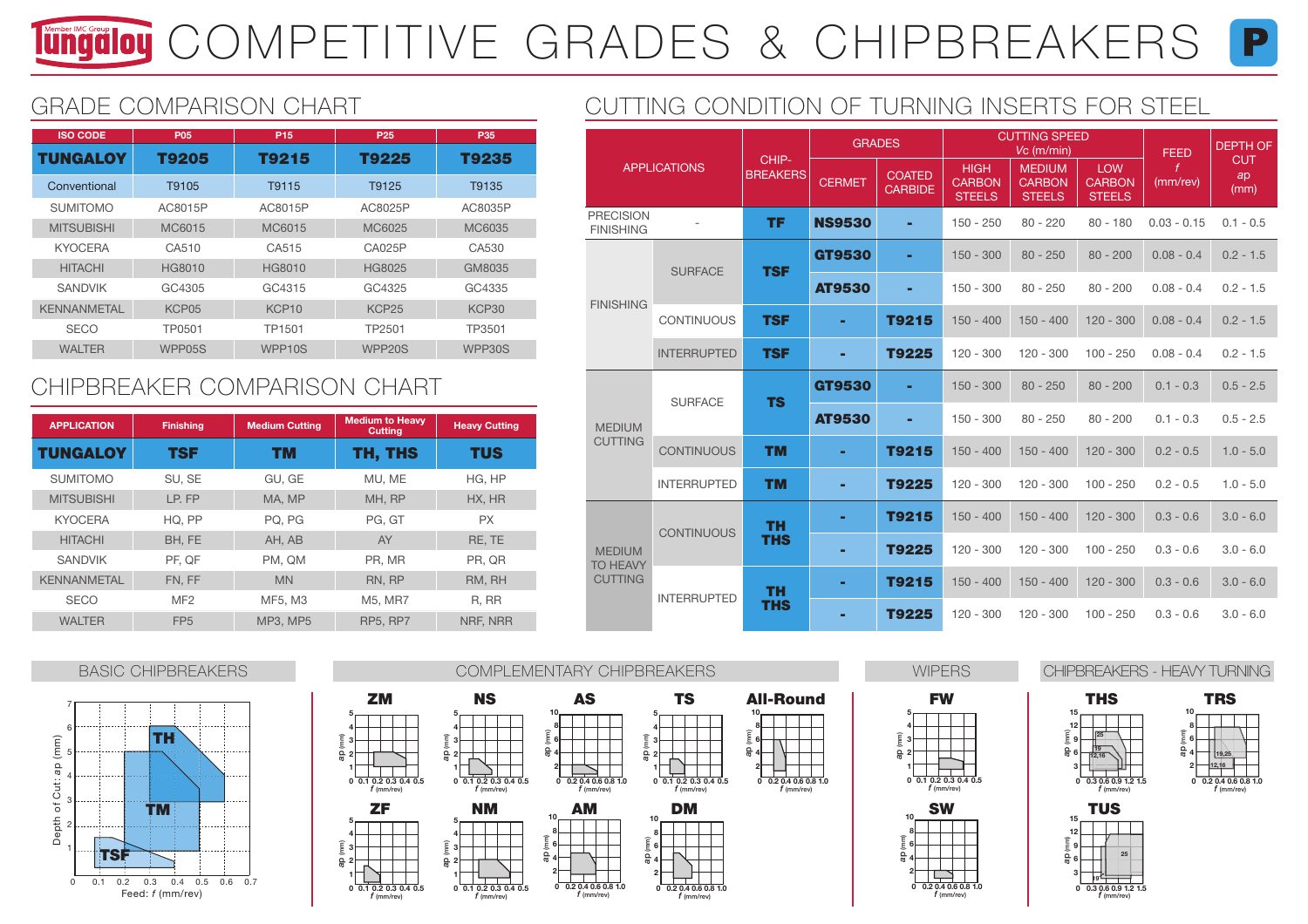# COMPETITIVE GRADES & CHIPBREAKERS

P

## GRADE COMPARISON CHART

| ISO CODE | P05 | P15 | P25 | P35 |
|---|---|---|---|---|
| **TUNGALOY** | **T9205** | **T9215** | **T9225** | **T9235** |
| Conventional | T9105 | T9115 | T9125 | T9135 |
| SUMITOMO | AC8015P | AC8015P | AC8025P | AC8035P |
| MITSUBISHI | MC6015 | MC6015 | MC6025 | MC6035 |
| KYOCERA | CA510 | CA515 | CA025P | CA530 |
| HITACHI | HG8010 | HG8010 | HG8025 | GM8035 |
| SANDVIK | GC4305 | GC4315 | GC4325 | GC4335 |
| KENNANMETAL | KCP05 | KCP10 | KCP25 | KCP30 |
| SECO | TP0501 | TP1501 | TP2501 | TP3501 |
| WALTER | WPP05S | WPP10S | WPP20S | WPP30S |

## CHIPBREAKER COMPARISON CHART

| APPLICATION | Finishing | Medium Cutting | Medium to Heavy Cutting | Heavy Cutting |
|---|---|---|---|---|
| **TUNGALOY** | **TSF** | **TM** | **TH, THS** | **TUS** |
| SUMITOMO | SU, SE | GU, GE | MU, ME | HG, HP |
| MITSUBISHI | LP. FP | MA, MP | MH, RP | HX, HR |
| KYOCERA | HQ, PP | PQ, PG | PG, GT | PX |
| HITACHI | BH, FE | AH, AB | AY | RE, TE |
| SANDVIK | PF, QF | PM, QM | PR, MR | PR, QR |
| KENNANMETAL | FN, FF | MN | RN, RP | RM, RH |
| SECO | MF2 | MF5, M3 | M5, MR7 | R, RR |
| WALTER | FP5 | MP3, MP5 | RP5, RP7 | NRF, NRR |

## CUTTING CONDITION OF TURNING INSERTS FOR STEEL

| APPLICATIONS | | CHIP-BREAKERS | GRADES | | CUTTING SPEED Vc (m/min) | | | FEED f (mm/rev) | DEPTH OF CUT ap (mm) |
|---|---|---|---|---|---|---|---|---|---|
| | | | CERMET | COATED CARBIDE | HIGH CARBON STEELS | MEDIUM CARBON STEELS | LOW CARBON STEELS | | |
| PRECISION FINISHING | - | TF | NS9530 | - | 150 - 250 | 80 - 220 | 80 - 180 | 0.03 - 0.15 | 0.1 - 0.5 |
| FINISHING | SURFACE | TSF | GT9530 | - | 150 - 300 | 80 - 250 | 80 - 200 | 0.08 - 0.4 | 0.2 - 1.5 |
| | | | AT9530 | - | 150 - 300 | 80 - 250 | 80 - 200 | 0.08 - 0.4 | 0.2 - 1.5 |
| | CONTINUOUS | TSF | - | T9215 | 150 - 400 | 150 - 400 | 120 - 300 | 0.08 - 0.4 | 0.2 - 1.5 |
| | INTERRUPTED | TSF | - | T9225 | 120 - 300 | 120 - 300 | 100 - 250 | 0.08 - 0.4 | 0.2 - 1.5 |
| MEDIUM CUTTING | SURFACE | TS | GT9530 | - | 150 - 300 | 80 - 250 | 80 - 200 | 0.1 - 0.3 | 0.5 - 2.5 |
| | | | AT9530 | - | 150 - 300 | 80 - 250 | 80 - 200 | 0.1 - 0.3 | 0.5 - 2.5 |
| | CONTINUOUS | TM | - | T9215 | 150 - 400 | 150 - 400 | 120 - 300 | 0.2 - 0.5 | 1.0 - 5.0 |
| | INTERRUPTED | TM | - | T9225 | 120 - 300 | 120 - 300 | 100 - 250 | 0.2 - 0.5 | 1.0 - 5.0 |
| MEDIUM TO HEAVY CUTTING | CONTINUOUS | TH THS | - | T9215 | 150 - 400 | 150 - 400 | 120 - 300 | 0.3 - 0.6 | 3.0 - 6.0 |
| | | | - | T9225 | 120 - 300 | 120 - 300 | 100 - 250 | 0.3 - 0.6 | 3.0 - 6.0 |
| | INTERRUPTED | TH THS | - | T9215 | 150 - 400 | 150 - 400 | 120 - 300 | 0.3 - 0.6 | 3.0 - 6.0 |
| | | | - | T9225 | 120 - 300 | 120 - 300 | 100 - 250 | 0.3 - 0.6 | 3.0 - 6.0 |

## BASIC CHIPBREAKERS

TH
TM
TSF
Depth of Cut: ap (mm)
Feed: f (mm/rev)

## COMPLEMENTARY CHIPBREAKERS

ZM, NS, AS, TS, All-Round, ZF, NM, AM, DM

ap (mm)
f (mm/rev)

## WIPERS

FW, SW

## CHIPBREAKERS - HEAVY TURNING

THS: 25, 19, 12,16
TRS: 19,25, 12,16
TUS: 25, 19